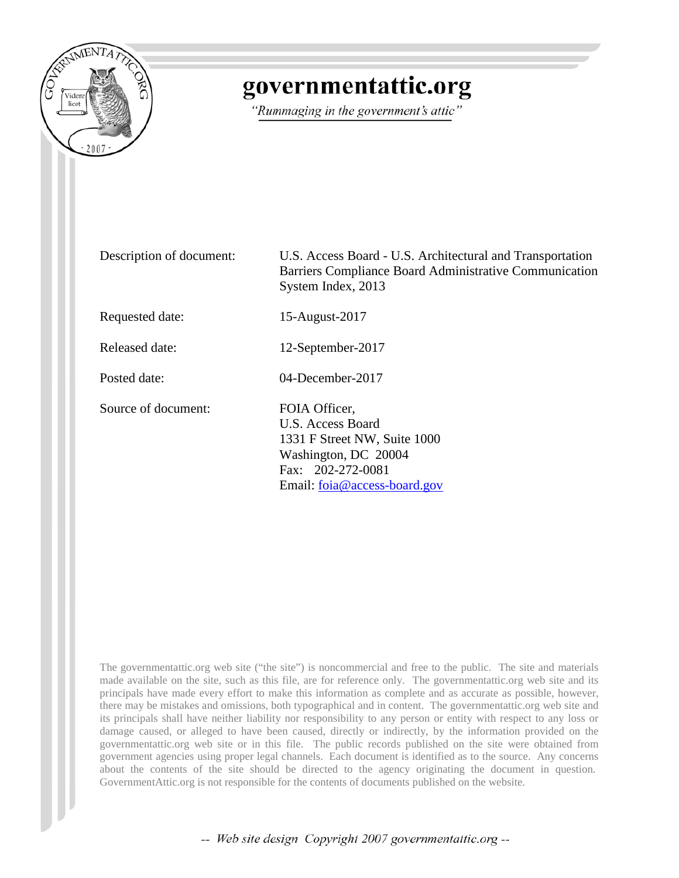# governmentattic.org

*"Rummaging in the government's attic"*

| | |
|---|---|
| Description of document: | U.S. Access Board - U.S. Architectural and Transportation Barriers Compliance Board Administrative Communication System Index, 2013 |
| Requested date: | 15-August-2017 |
| Released date: | 12-September-2017 |
| Posted date: | 04-December-2017 |
| Source of document: | FOIA Officer,<br>U.S. Access Board<br>1331 F Street NW, Suite 1000<br>Washington, DC 20004<br>Fax: 202-272-0081<br>Email: foia@access-board.gov |

The governmentattic.org web site ("the site") is noncommercial and free to the public. The site and materials made available on the site, such as this file, are for reference only. The governmentattic.org web site and its principals have made every effort to make this information as complete and as accurate as possible, however, there may be mistakes and omissions, both typographical and in content. The governmentattic.org web site and its principals shall have neither liability nor responsibility to any person or entity with respect to any loss or damage caused, or alleged to have been caused, directly or indirectly, by the information provided on the governmentattic.org web site or in this file. The public records published on the site were obtained from government agencies using proper legal channels. Each document is identified as to the source. Any concerns about the contents of the site should be directed to the agency originating the document in question. GovernmentAttic.org is not responsible for the contents of documents published on the website.

-- Web site design Copyright 2007 governmentattic.org --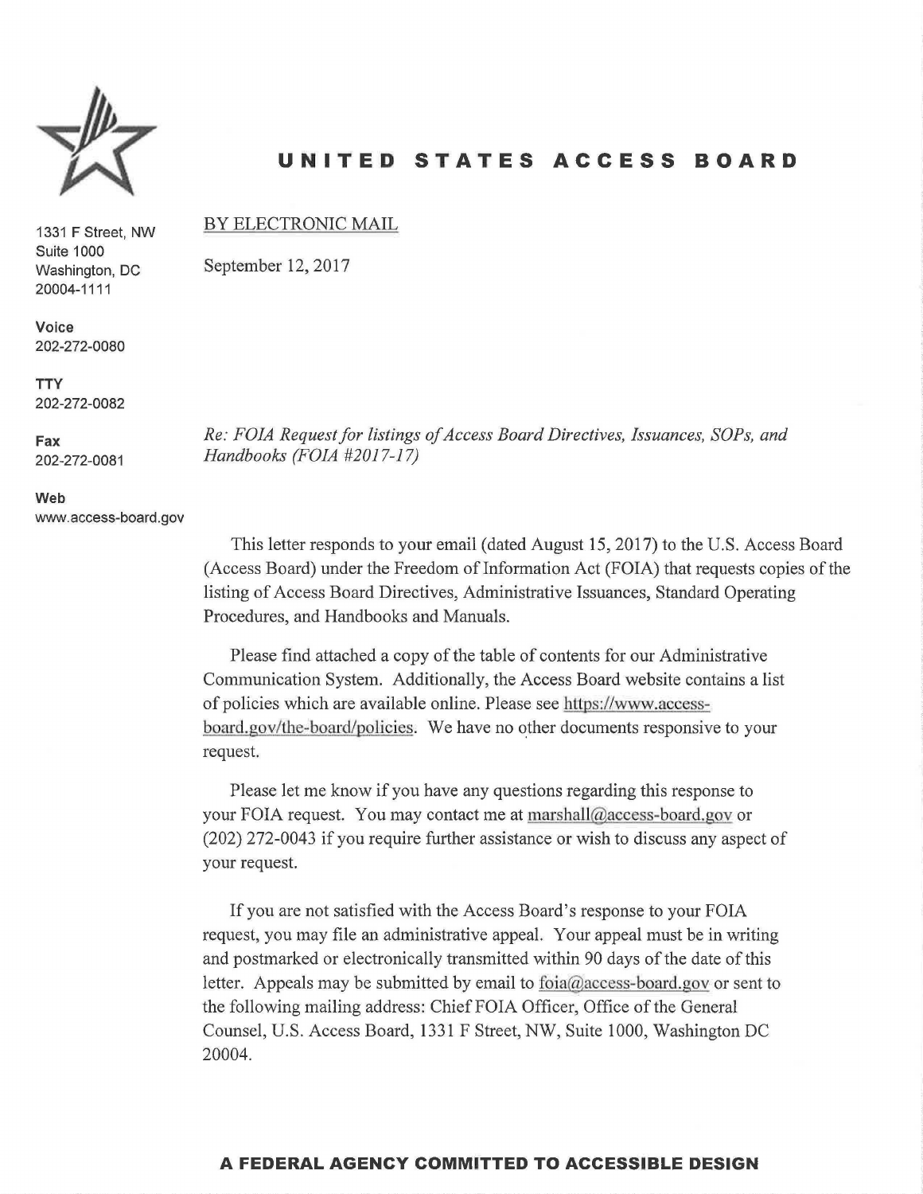# UNITED STATES ACCESS BOARD

1331 F Street, NW
Suite 1000
Washington, DC
20004-1111

**Voice**
202-272-0080

**TTY**
202-272-0082

**Fax**
202-272-0081

**Web**
www.access-board.gov

BY ELECTRONIC MAIL

September 12, 2017

*Re: FOIA Request for listings of Access Board Directives, Issuances, SOPs, and Handbooks (FOIA #2017-17)*

This letter responds to your email (dated August 15, 2017) to the U.S. Access Board (Access Board) under the Freedom of Information Act (FOIA) that requests copies of the listing of Access Board Directives, Administrative Issuances, Standard Operating Procedures, and Handbooks and Manuals.

Please find attached a copy of the table of contents for our Administrative Communication System. Additionally, the Access Board website contains a list of policies which are available online. Please see https://www.access-board.gov/the-board/policies. We have no other documents responsive to your request.

Please let me know if you have any questions regarding this response to your FOIA request. You may contact me at marshall@access-board.gov or (202) 272-0043 if you require further assistance or wish to discuss any aspect of your request.

If you are not satisfied with the Access Board's response to your FOIA request, you may file an administrative appeal. Your appeal must be in writing and postmarked or electronically transmitted within 90 days of the date of this letter. Appeals may be submitted by email to foia@access-board.gov or sent to the following mailing address: Chief FOIA Officer, Office of the General Counsel, U.S. Access Board, 1331 F Street, NW, Suite 1000, Washington DC 20004.

**A FEDERAL AGENCY COMMITTED TO ACCESSIBLE DESIGN**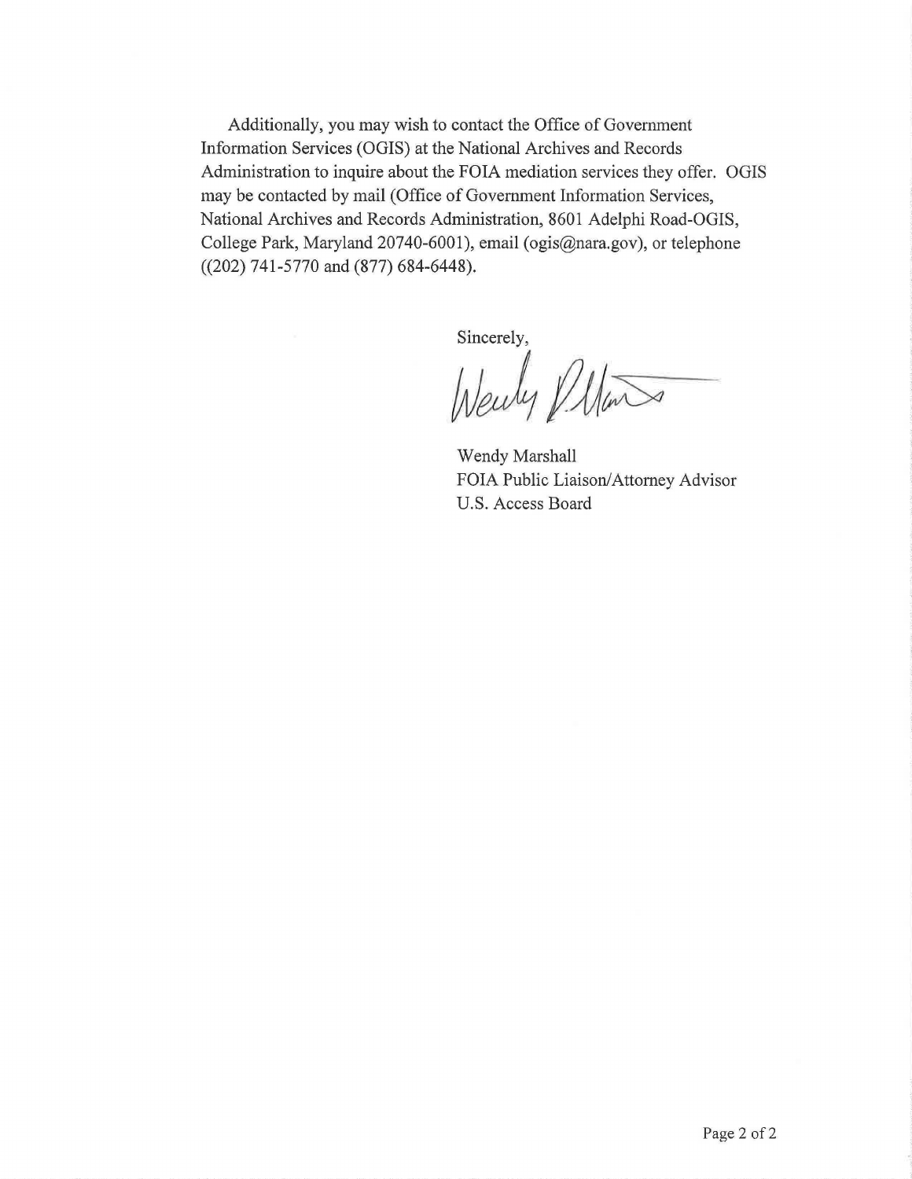Additionally, you may wish to contact the Office of Government Information Services (OGIS) at the National Archives and Records Administration to inquire about the FOIA mediation services they offer. OGIS may be contacted by mail (Office of Government Information Services, National Archives and Records Administration, 8601 Adelphi Road-OGIS, College Park, Maryland 20740-6001), email (ogis@nara.gov), or telephone ((202) 741-5770 and (877) 684-6448).

Sincerely,

Wendy Marshall
FOIA Public Liaison/Attorney Advisor
U.S. Access Board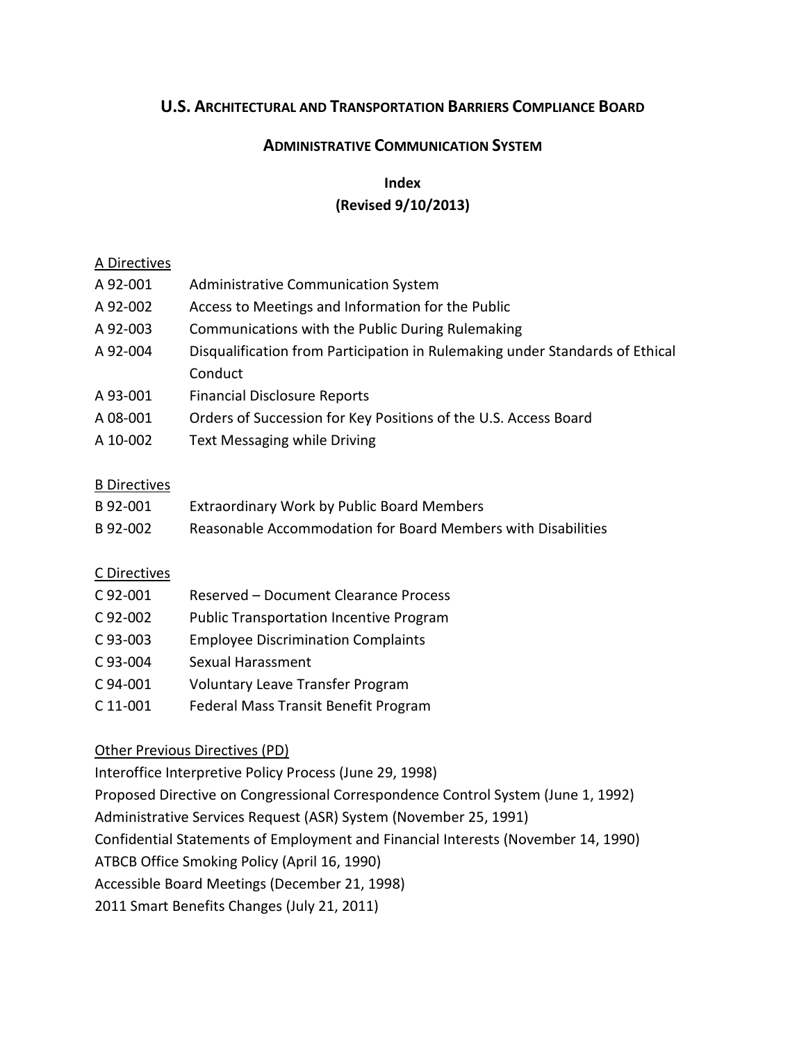# U.S. Architectural and Transportation Barriers Compliance Board

## Administrative Communication System

### Index
### (Revised 9/10/2013)

A Directives

| | |
|---|---|
| A 92-001 | Administrative Communication System |
| A 92-002 | Access to Meetings and Information for the Public |
| A 92-003 | Communications with the Public During Rulemaking |
| A 92-004 | Disqualification from Participation in Rulemaking under Standards of Ethical Conduct |
| A 93-001 | Financial Disclosure Reports |
| A 08-001 | Orders of Succession for Key Positions of the U.S. Access Board |
| A 10-002 | Text Messaging while Driving |

B Directives

| | |
|---|---|
| B 92-001 | Extraordinary Work by Public Board Members |
| B 92-002 | Reasonable Accommodation for Board Members with Disabilities |

C Directives

| | |
|---|---|
| C 92-001 | Reserved – Document Clearance Process |
| C 92-002 | Public Transportation Incentive Program |
| C 93-003 | Employee Discrimination Complaints |
| C 93-004 | Sexual Harassment |
| C 94-001 | Voluntary Leave Transfer Program |
| C 11-001 | Federal Mass Transit Benefit Program |

Other Previous Directives (PD)

Interoffice Interpretive Policy Process (June 29, 1998)
Proposed Directive on Congressional Correspondence Control System (June 1, 1992)
Administrative Services Request (ASR) System (November 25, 1991)
Confidential Statements of Employment and Financial Interests (November 14, 1990)
ATBCB Office Smoking Policy (April 16, 1990)
Accessible Board Meetings (December 21, 1998)
2011 Smart Benefits Changes (July 21, 2011)